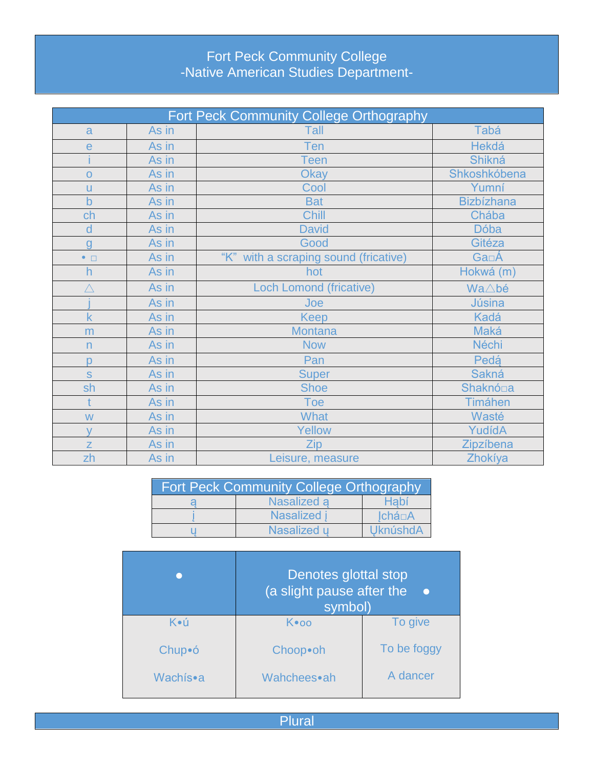# Fort Peck Community College

## -Native American Studies Department-

| Fort Peck Community College Orthography | | | |
|---|---|---|---|
| a | As in | Tall | Tabá |
| e | As in | Ten | Hekdá |
| i | As in | Teen | Shikná |
| o | As in | Okay | Shkoshkóbena |
| u | As in | Cool | Yumní |
| b | As in | Bat | Bizbízhana |
| ch | As in | Chill | Chába |
| d | As in | David | Dóba |
| g | As in | Good | Gitéza |
| • □ | As in | "K" with a scraping sound (fricative) | Ga□Á |
| h | As in | hot | Hokwá (m) |
| △ | As in | Loch Lomond (fricative) | Wa△bé |
| j | As in | Joe | Júsina |
| k | As in | Keep | Kadá |
| m | As in | Montana | Maká |
| n | As in | Now | Néchi |
| p | As in | Pan | Pedą́ |
| s | As in | Super | Sakná |
| sh | As in | Shoe | Shaknó□a |
| t | As in | Toe | Timáhen |
| w | As in | What | Wasté |
| y | As in | Yellow | YudídA |
| z | As in | Zip | Zipzíbena |
| zh | As in | Leisure, measure | Zhokíya |

| Fort Peck Community College Orthography | | |
|---|---|---|
| ą | Nasalized ą | Hąbí |
| į | Nasalized į | Įchá□A |
| ų | Nasalized ų | ŲknúshdA |

| • | Denotes glottal stop (a slight pause after the • symbol) | |
|---|---|---|
| K•ú | K•oo | To give |
| Chup•ó | Choop•oh | To be foggy |
| Wachís•a | Wahchees•ah | A dancer |

## Plural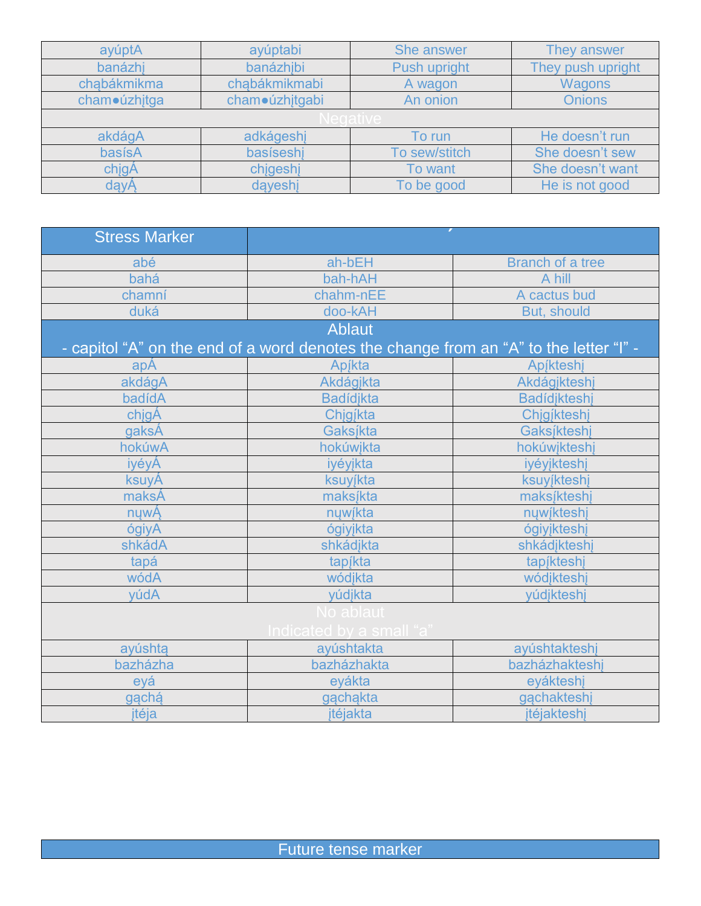| ayúptA | ayúptabi | She answer | They answer |
|---|---|---|---|
| banázhį | banázhįbi | Push upright | They push upright |
| chąbákmikma | chąbákmikmabi | A wagon | Wagons |
| cham●úzhįtga | cham●úzhįtgabi | An onion | Onions |
| Negative | | | |
| akdágA | adkágeshį | To run | He doesn't run |
| basísA | basíseshį | To sew/stitch | She doesn't sew |
| chįgÁ | chįgeshį | To want | She doesn't want |
| dąyĄ́ | dąyeshį | To be good | He is not good |

| Stress Marker | ´ | |
|---|---|---|
| abé | ah-bEH | Branch of a tree |
| bahá | bah-hAH | A hill |
| chamní | chahm-nEE | A cactus bud |
| duká | doo-kAH | But, should |
| Ablaut<br>- capitol "A" on the end of a word denotes the change from an "A" to the letter "I" - | | |
| apÁ | Apįkta | Apįkteshį |
| akdágA | Akdágįkta | Akdágįkteshį |
| badídA | Badídįkta | Badídįkteshį |
| chįgÁ | Chįgįkta | Chįgįkteshį |
| gaksÁ | Gaksįkta | Gaksįkteshį |
| hokúwA | hokúwįkta | hokúwįkteshį |
| iyéyÁ | iyéyįkta | iyéyįkteshį |
| ksuyÁ | ksuyįkta | ksuyįkteshį |
| maksÁ | maksįkta | maksįkteshį |
| nųwĄ́ | nųwįkta | nųwįkteshį |
| ógiyA | ógiyįkta | ógiyįkteshį |
| shkádA | shkádįkta | shkádįkteshį |
| tapá | tapįkta | tapįkteshį |
| wódA | wódįkta | wódįkteshį |
| yúdA | yúdįkta | yúdįkteshį |
| No ablaut<br>Indicated by a small "a" | | |
| ayúshtą | ayúshtakta | ayúshtakteshį |
| bazházha | bazházhakta | bazházhakteshį |
| eyá | eyákta | eyákteshį |
| gąchą́ | gąchąkta | gąchakteshį |
| įtéja | įtéjakta | įtéjakteshį |

| Future tense marker |
|---|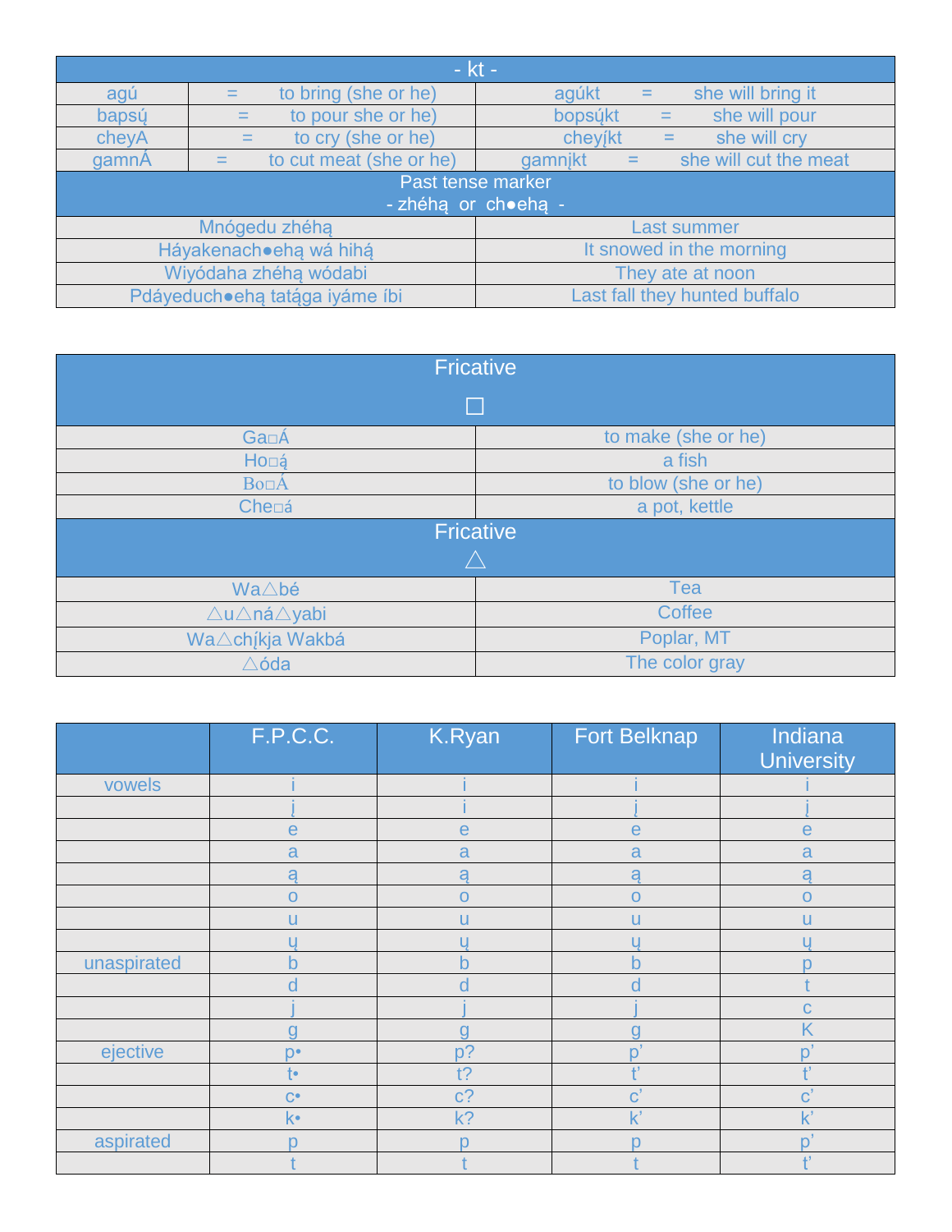| - kt - | | | |
|---|---|---|---|
| agú | = to bring (she or he) | agúkt | = she will bring it |
| bapsų́ | = to pour she or he) | bopsų́kt | = she will pour |
| cheyA | = to cry (she or he) | cheyį́kt | = she will cry |
| gamnÁ | = to cut meat (she or he) | gamnįkt | = she will cut the meat |

| Past tense marker<br>- zhéhą or ch●ehą - | |
|---|---|
| Mnógedu zhéhą | Last summer |
| Háyakenach●ehą wá hihą́ | It snowed in the morning |
| Wiyódaha zhéhą wódabi | They ate at noon |
| Pdáyeduch●ehą tatą́ga iyáme íbi | Last fall they hunted buffalo |

| Fricative<br>□ | |
|---|---|
| Ga□Á | to make (she or he) |
| Ho□ą́ | a fish |
| Bo□Á | to blow (she or he) |
| Che□á | a pot, kettle |

| Fricative<br>△ | |
|---|---|
| Wa△bé | Tea |
| △u△ná△yabi | Coffee |
| Wa△chį́kja Wakbá | Poplar, MT |
| △óda | The color gray |

| | F.P.C.C. | K.Ryan | Fort Belknap | Indiana University |
|---|---|---|---|---|
| vowels | i | i | i | i |
| | į | i | į | į |
| | e | e | e | e |
| | a | a | a | a |
| | ą | ą | ą | ą |
| | o | o | o | o |
| | u | u | u | u |
| | ų | ų | ų | ų |
| unaspirated | b | b | b | p |
| | d | d | d | t |
| | j | j | j | c |
| | g | g | g | K |
| ejective | p• | p? | p’ | p’ |
| | t• | t? | t’ | t’ |
| | c• | c? | c’ | c’ |
| | k• | k? | k’ | k’ |
| aspirated | p | p | p | p’ |
| | t | t | t | t’ |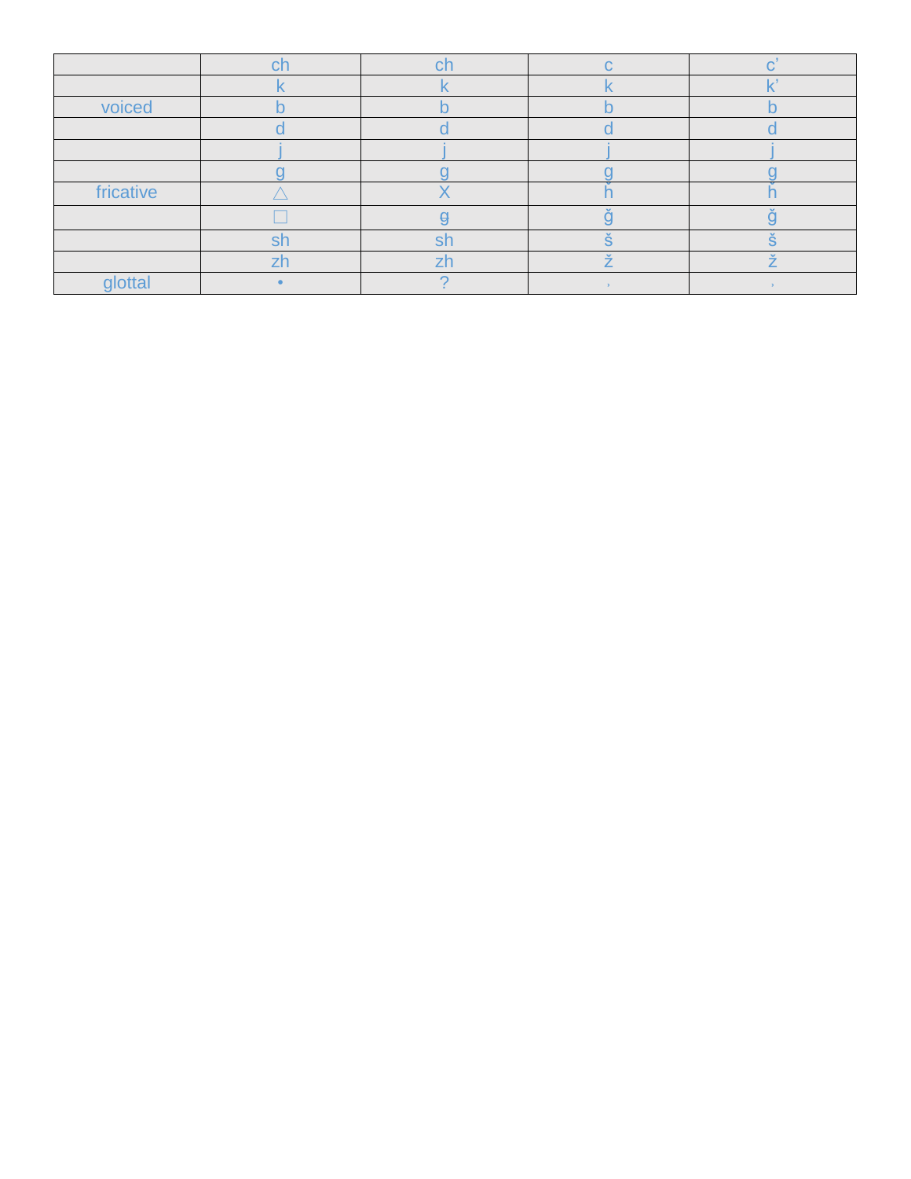| | | | | |
|---|---|---|---|---|
| | ch | ch | c | c’ |
| | k | k | k | k’ |
| voiced | b | b | b | b |
| | d | d | d | d |
| | j | j | j | j |
| | g | g | g | g |
| fricative | △ | X | ȟ | ȟ |
| | □ | ǥ | ǧ | ǧ |
| | sh | sh | š | š |
| | zh | zh | ž | ž |
| glottal | • | ? | ’ | ’ |